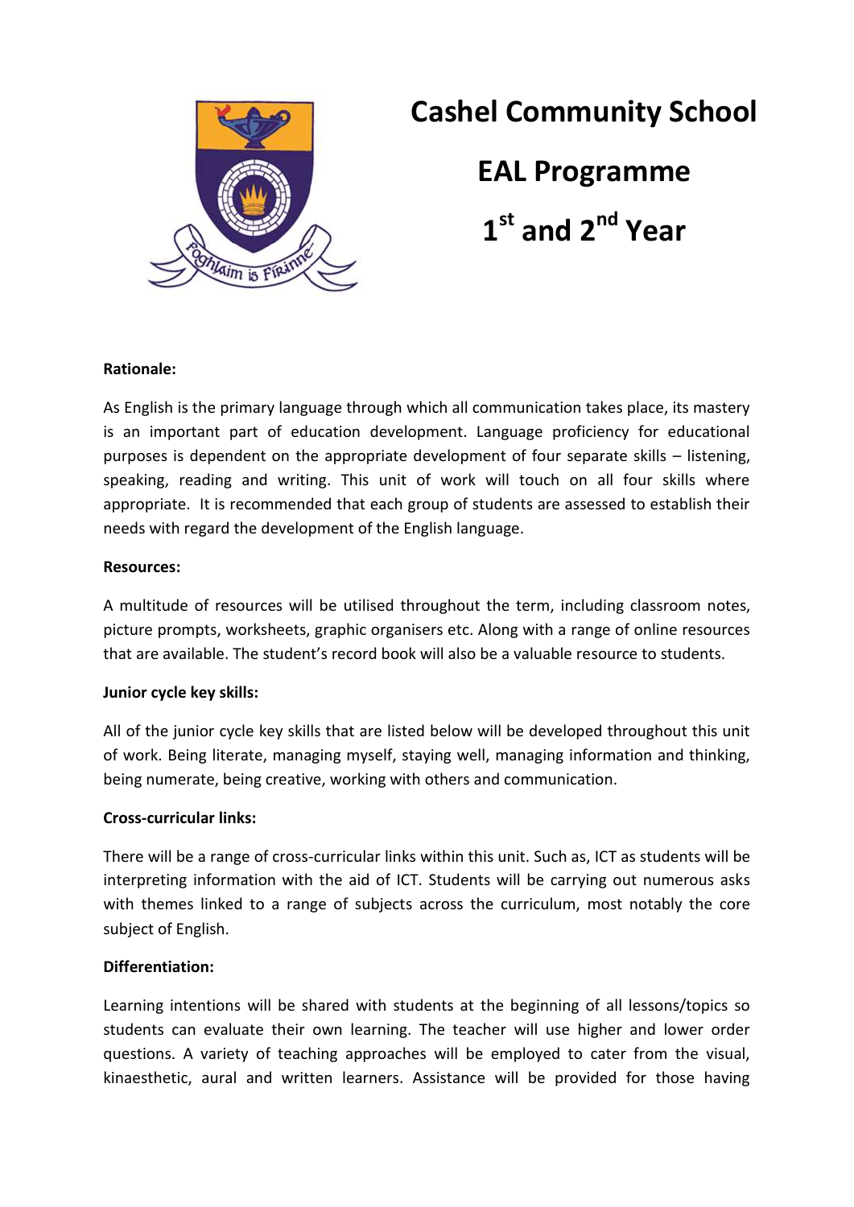# Cashel Community School

# EAL Programme

# 1st and 2nd Year

**Rationale:**

As English is the primary language through which all communication takes place, its mastery is an important part of education development. Language proficiency for educational purposes is dependent on the appropriate development of four separate skills – listening, speaking, reading and writing. This unit of work will touch on all four skills where appropriate. It is recommended that each group of students are assessed to establish their needs with regard the development of the English language.

**Resources:**

A multitude of resources will be utilised throughout the term, including classroom notes, picture prompts, worksheets, graphic organisers etc. Along with a range of online resources that are available. The student's record book will also be a valuable resource to students.

**Junior cycle key skills:**

All of the junior cycle key skills that are listed below will be developed throughout this unit of work. Being literate, managing myself, staying well, managing information and thinking, being numerate, being creative, working with others and communication.

**Cross-curricular links:**

There will be a range of cross-curricular links within this unit. Such as, ICT as students will be interpreting information with the aid of ICT. Students will be carrying out numerous asks with themes linked to a range of subjects across the curriculum, most notably the core subject of English.

**Differentiation:**

Learning intentions will be shared with students at the beginning of all lessons/topics so students can evaluate their own learning. The teacher will use higher and lower order questions. A variety of teaching approaches will be employed to cater from the visual, kinaesthetic, aural and written learners. Assistance will be provided for those having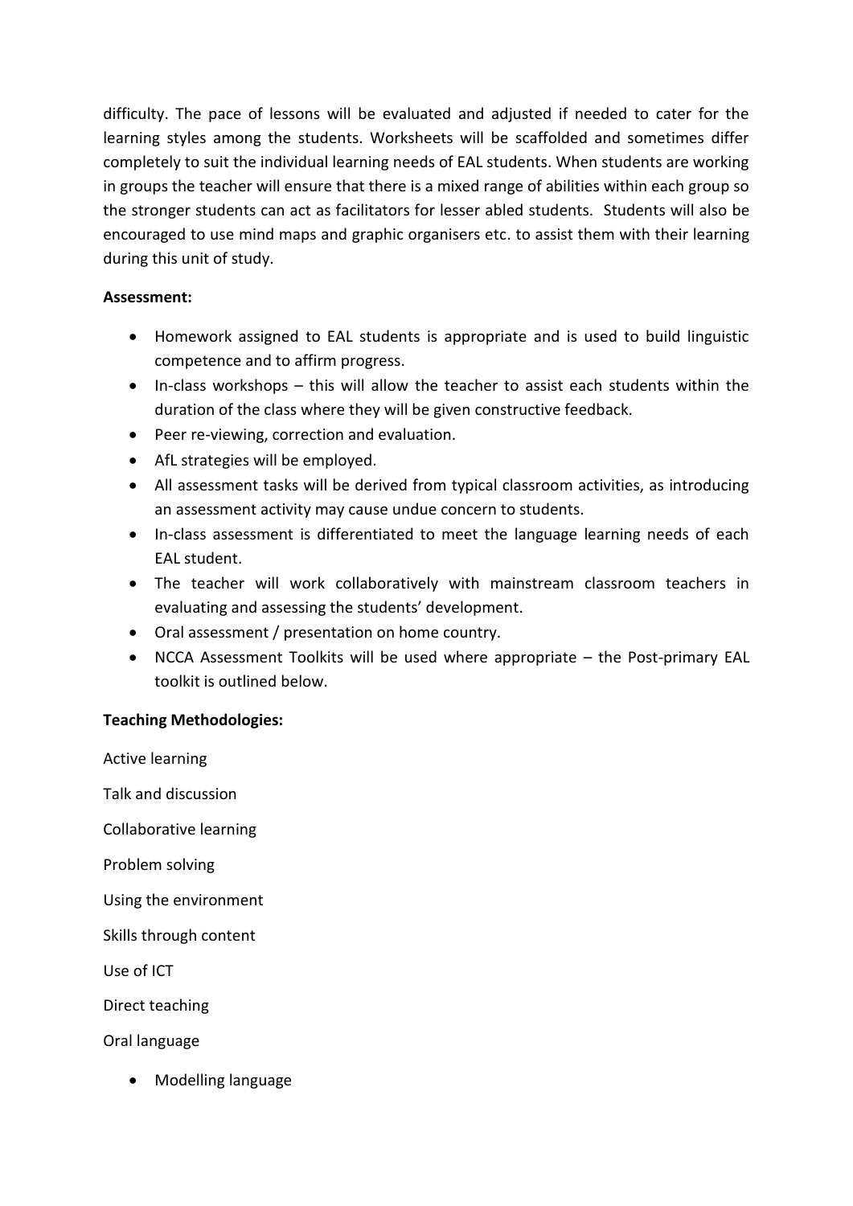difficulty. The pace of lessons will be evaluated and adjusted if needed to cater for the learning styles among the students. Worksheets will be scaffolded and sometimes differ completely to suit the individual learning needs of EAL students. When students are working in groups the teacher will ensure that there is a mixed range of abilities within each group so the stronger students can act as facilitators for lesser abled students. Students will also be encouraged to use mind maps and graphic organisers etc. to assist them with their learning during this unit of study.

**Assessment:**

- Homework assigned to EAL students is appropriate and is used to build linguistic competence and to affirm progress.
- In-class workshops – this will allow the teacher to assist each students within the duration of the class where they will be given constructive feedback.
- Peer re-viewing, correction and evaluation.
- AfL strategies will be employed.
- All assessment tasks will be derived from typical classroom activities, as introducing an assessment activity may cause undue concern to students.
- In-class assessment is differentiated to meet the language learning needs of each EAL student.
- The teacher will work collaboratively with mainstream classroom teachers in evaluating and assessing the students' development.
- Oral assessment / presentation on home country.
- NCCA Assessment Toolkits will be used where appropriate – the Post-primary EAL toolkit is outlined below.

**Teaching Methodologies:**

Active learning

Talk and discussion

Collaborative learning

Problem solving

Using the environment

Skills through content

Use of ICT

Direct teaching

Oral language

- Modelling language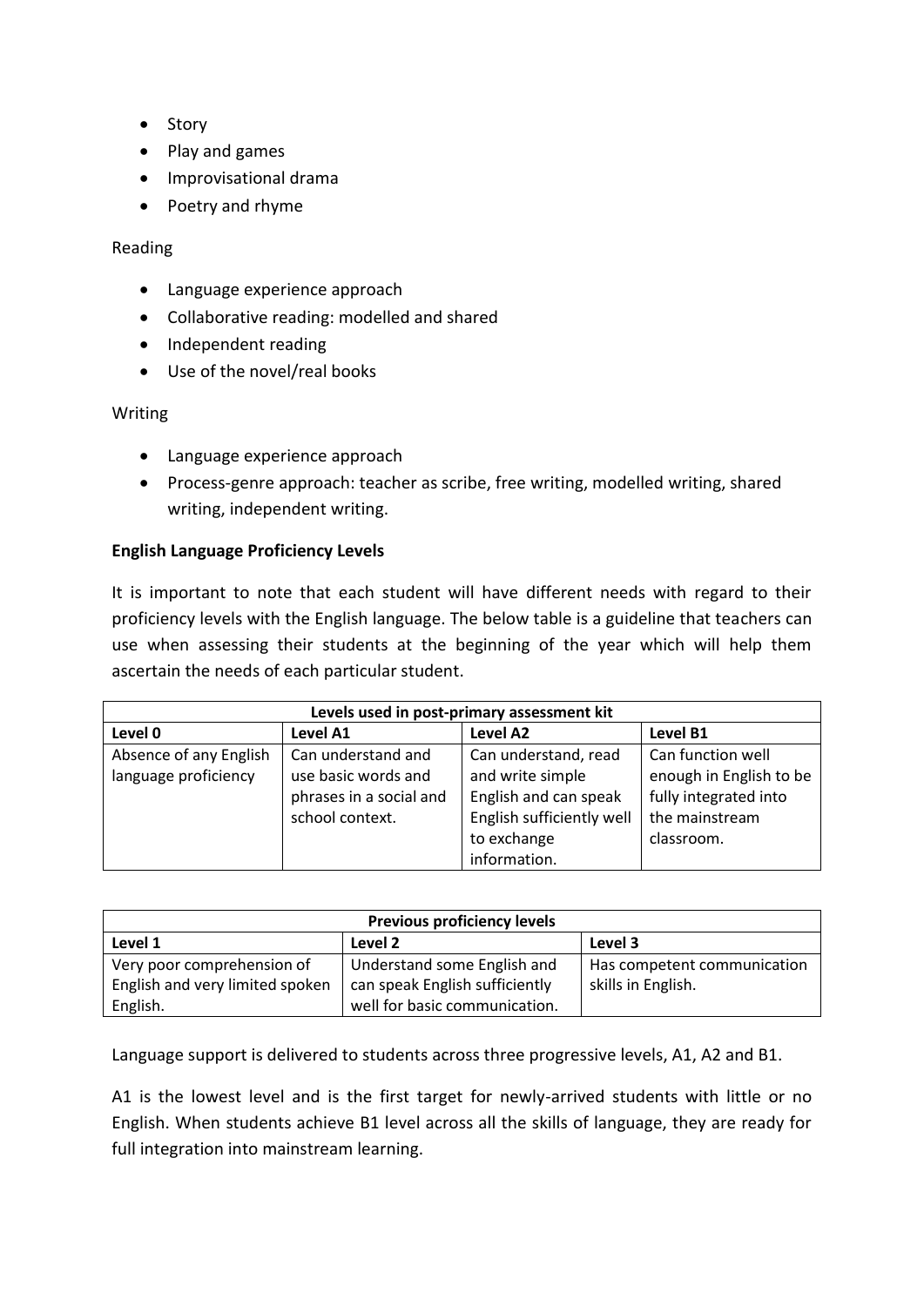- Story
- Play and games
- Improvisational drama
- Poetry and rhyme

Reading

- Language experience approach
- Collaborative reading: modelled and shared
- Independent reading
- Use of the novel/real books

Writing

- Language experience approach
- Process-genre approach: teacher as scribe, free writing, modelled writing, shared writing, independent writing.

**English Language Proficiency Levels**

It is important to note that each student will have different needs with regard to their proficiency levels with the English language. The below table is a guideline that teachers can use when assessing their students at the beginning of the year which will help them ascertain the needs of each particular student.

| **Levels used in post-primary assessment kit** | | | |
|---|---|---|---|
| **Level 0** | **Level A1** | **Level A2** | **Level B1** |
| Absence of any English language proficiency | Can understand and use basic words and phrases in a social and school context. | Can understand, read and write simple English and can speak English sufficiently well to exchange information. | Can function well enough in English to be fully integrated into the mainstream classroom. |

| **Previous proficiency levels** | | |
|---|---|---|
| **Level 1** | **Level 2** | **Level 3** |
| Very poor comprehension of English and very limited spoken English. | Understand some English and can speak English sufficiently well for basic communication. | Has competent communication skills in English. |

Language support is delivered to students across three progressive levels, A1, A2 and B1.

A1 is the lowest level and is the first target for newly-arrived students with little or no English. When students achieve B1 level across all the skills of language, they are ready for full integration into mainstream learning.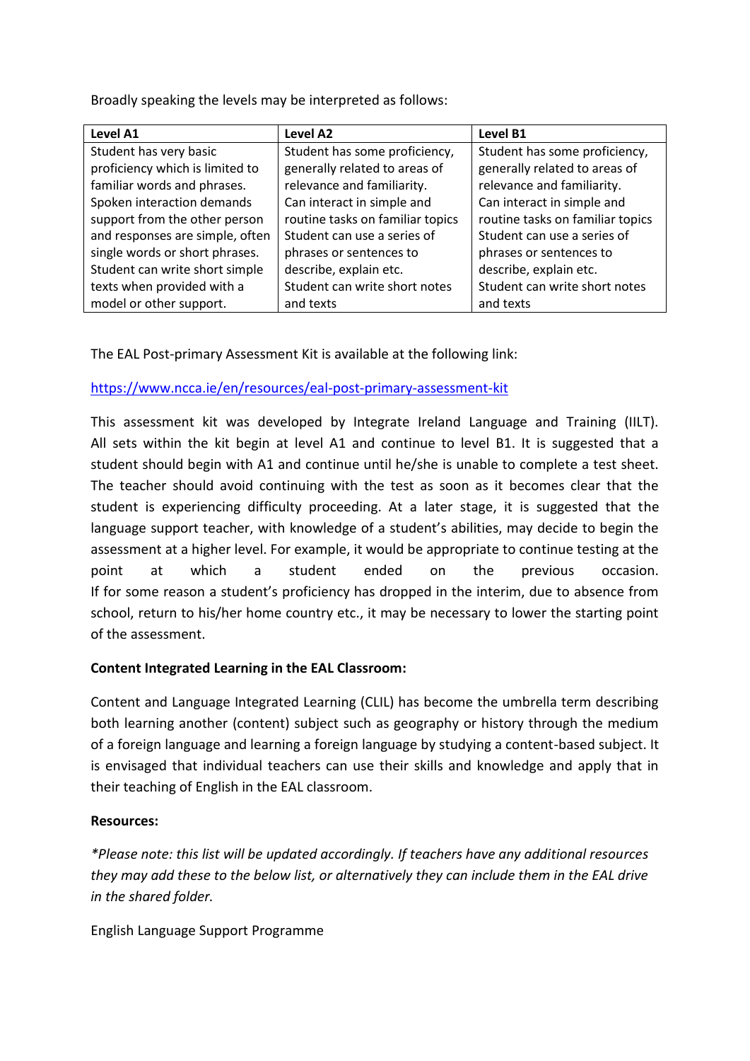Broadly speaking the levels may be interpreted as follows:

| Level A1 | Level A2 | Level B1 |
|---|---|---|
| Student has very basic proficiency which is limited to familiar words and phrases. Spoken interaction demands support from the other person and responses are simple, often single words or short phrases. Student can write short simple texts when provided with a model or other support. | Student has some proficiency, generally related to areas of relevance and familiarity. Can interact in simple and routine tasks on familiar topics Student can use a series of phrases or sentences to describe, explain etc. Student can write short notes and texts | Student has some proficiency, generally related to areas of relevance and familiarity. Can interact in simple and routine tasks on familiar topics Student can use a series of phrases or sentences to describe, explain etc. Student can write short notes and texts |

The EAL Post-primary Assessment Kit is available at the following link:

https://www.ncca.ie/en/resources/eal-post-primary-assessment-kit

This assessment kit was developed by Integrate Ireland Language and Training (IILT). All sets within the kit begin at level A1 and continue to level B1. It is suggested that a student should begin with A1 and continue until he/she is unable to complete a test sheet. The teacher should avoid continuing with the test as soon as it becomes clear that the student is experiencing difficulty proceeding. At a later stage, it is suggested that the language support teacher, with knowledge of a student's abilities, may decide to begin the assessment at a higher level. For example, it would be appropriate to continue testing at the point at which a student ended on the previous occasion. If for some reason a student's proficiency has dropped in the interim, due to absence from school, return to his/her home country etc., it may be necessary to lower the starting point of the assessment.

**Content Integrated Learning in the EAL Classroom:**

Content and Language Integrated Learning (CLIL) has become the umbrella term describing both learning another (content) subject such as geography or history through the medium of a foreign language and learning a foreign language by studying a content-based subject. It is envisaged that individual teachers can use their skills and knowledge and apply that in their teaching of English in the EAL classroom.

**Resources:**

*\*Please note: this list will be updated accordingly. If teachers have any additional resources they may add these to the below list, or alternatively they can include them in the EAL drive in the shared folder.*

English Language Support Programme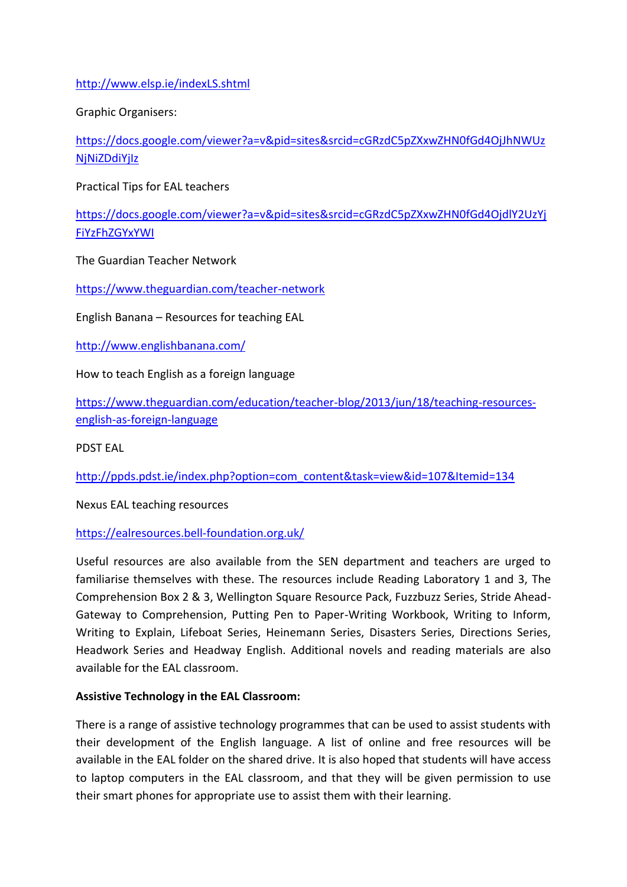http://www.elsp.ie/indexLS.shtml

Graphic Organisers:

https://docs.google.com/viewer?a=v&pid=sites&srcid=cGRzdC5pZXxwZHN0fGd4OjJhNWUzNjNiZDdiYjIz

Practical Tips for EAL teachers

https://docs.google.com/viewer?a=v&pid=sites&srcid=cGRzdC5pZXxwZHN0fGd4OjdlY2UzYjFiYzFhZGYxYWI

The Guardian Teacher Network

https://www.theguardian.com/teacher-network

English Banana – Resources for teaching EAL

http://www.englishbanana.com/

How to teach English as a foreign language

https://www.theguardian.com/education/teacher-blog/2013/jun/18/teaching-resources-english-as-foreign-language

PDST EAL

http://ppds.pdst.ie/index.php?option=com_content&task=view&id=107&Itemid=134

Nexus EAL teaching resources

https://ealresources.bell-foundation.org.uk/

Useful resources are also available from the SEN department and teachers are urged to familiarise themselves with these. The resources include Reading Laboratory 1 and 3, The Comprehension Box 2 & 3, Wellington Square Resource Pack, Fuzzbuzz Series, Stride Ahead-Gateway to Comprehension, Putting Pen to Paper-Writing Workbook, Writing to Inform, Writing to Explain, Lifeboat Series, Heinemann Series, Disasters Series, Directions Series, Headwork Series and Headway English. Additional novels and reading materials are also available for the EAL classroom.

**Assistive Technology in the EAL Classroom:**

There is a range of assistive technology programmes that can be used to assist students with their development of the English language. A list of online and free resources will be available in the EAL folder on the shared drive. It is also hoped that students will have access to laptop computers in the EAL classroom, and that they will be given permission to use their smart phones for appropriate use to assist them with their learning.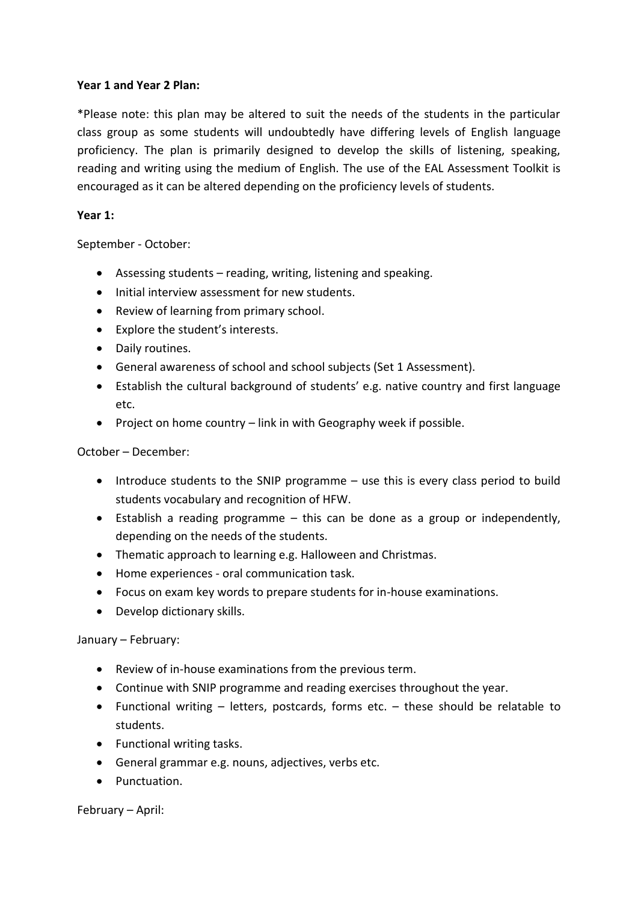**Year 1 and Year 2 Plan:**

*Please note: this plan may be altered to suit the needs of the students in the particular class group as some students will undoubtedly have differing levels of English language proficiency. The plan is primarily designed to develop the skills of listening, speaking, reading and writing using the medium of English. The use of the EAL Assessment Toolkit is encouraged as it can be altered depending on the proficiency levels of students.

**Year 1:**

September - October:

- Assessing students – reading, writing, listening and speaking.
- Initial interview assessment for new students.
- Review of learning from primary school.
- Explore the student's interests.
- Daily routines.
- General awareness of school and school subjects (Set 1 Assessment).
- Establish the cultural background of students' e.g. native country and first language etc.
- Project on home country – link in with Geography week if possible.

October – December:

- Introduce students to the SNIP programme – use this is every class period to build students vocabulary and recognition of HFW.
- Establish a reading programme – this can be done as a group or independently, depending on the needs of the students.
- Thematic approach to learning e.g. Halloween and Christmas.
- Home experiences - oral communication task.
- Focus on exam key words to prepare students for in-house examinations.
- Develop dictionary skills.

January – February:

- Review of in-house examinations from the previous term.
- Continue with SNIP programme and reading exercises throughout the year.
- Functional writing – letters, postcards, forms etc. – these should be relatable to students.
- Functional writing tasks.
- General grammar e.g. nouns, adjectives, verbs etc.
- Punctuation.

February – April: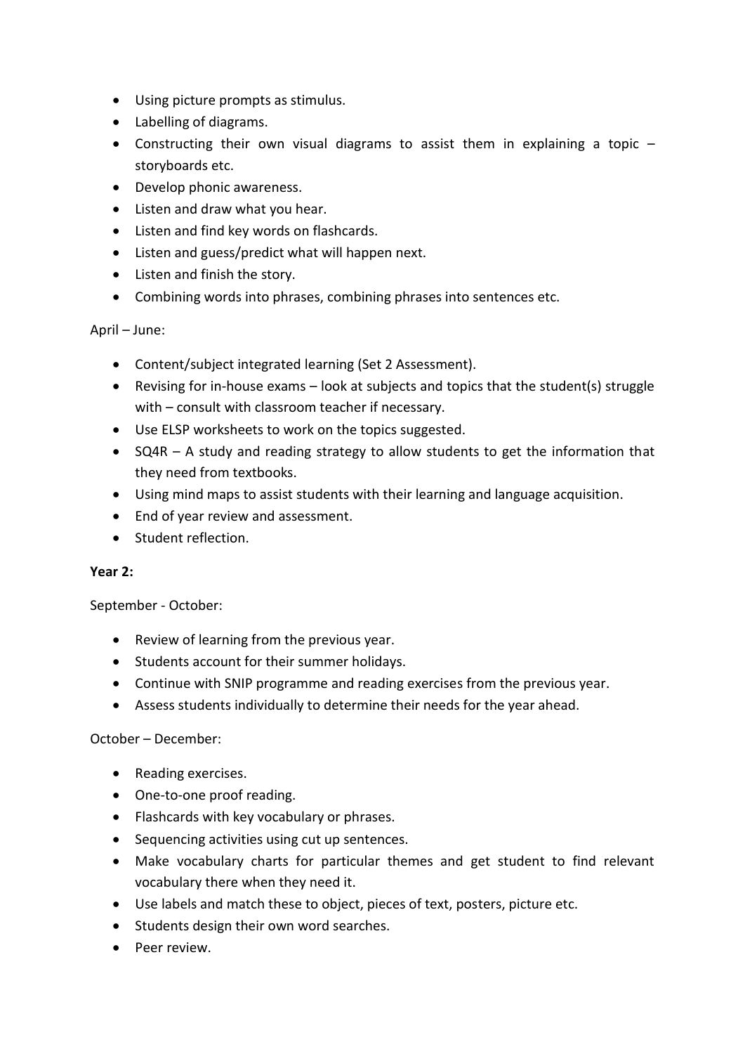- Using picture prompts as stimulus.
- Labelling of diagrams.
- Constructing their own visual diagrams to assist them in explaining a topic – storyboards etc.
- Develop phonic awareness.
- Listen and draw what you hear.
- Listen and find key words on flashcards.
- Listen and guess/predict what will happen next.
- Listen and finish the story.
- Combining words into phrases, combining phrases into sentences etc.

April – June:

- Content/subject integrated learning (Set 2 Assessment).
- Revising for in-house exams – look at subjects and topics that the student(s) struggle with – consult with classroom teacher if necessary.
- Use ELSP worksheets to work on the topics suggested.
- SQ4R – A study and reading strategy to allow students to get the information that they need from textbooks.
- Using mind maps to assist students with their learning and language acquisition.
- End of year review and assessment.
- Student reflection.

**Year 2:**

September - October:

- Review of learning from the previous year.
- Students account for their summer holidays.
- Continue with SNIP programme and reading exercises from the previous year.
- Assess students individually to determine their needs for the year ahead.

October – December:

- Reading exercises.
- One-to-one proof reading.
- Flashcards with key vocabulary or phrases.
- Sequencing activities using cut up sentences.
- Make vocabulary charts for particular themes and get student to find relevant vocabulary there when they need it.
- Use labels and match these to object, pieces of text, posters, picture etc.
- Students design their own word searches.
- Peer review.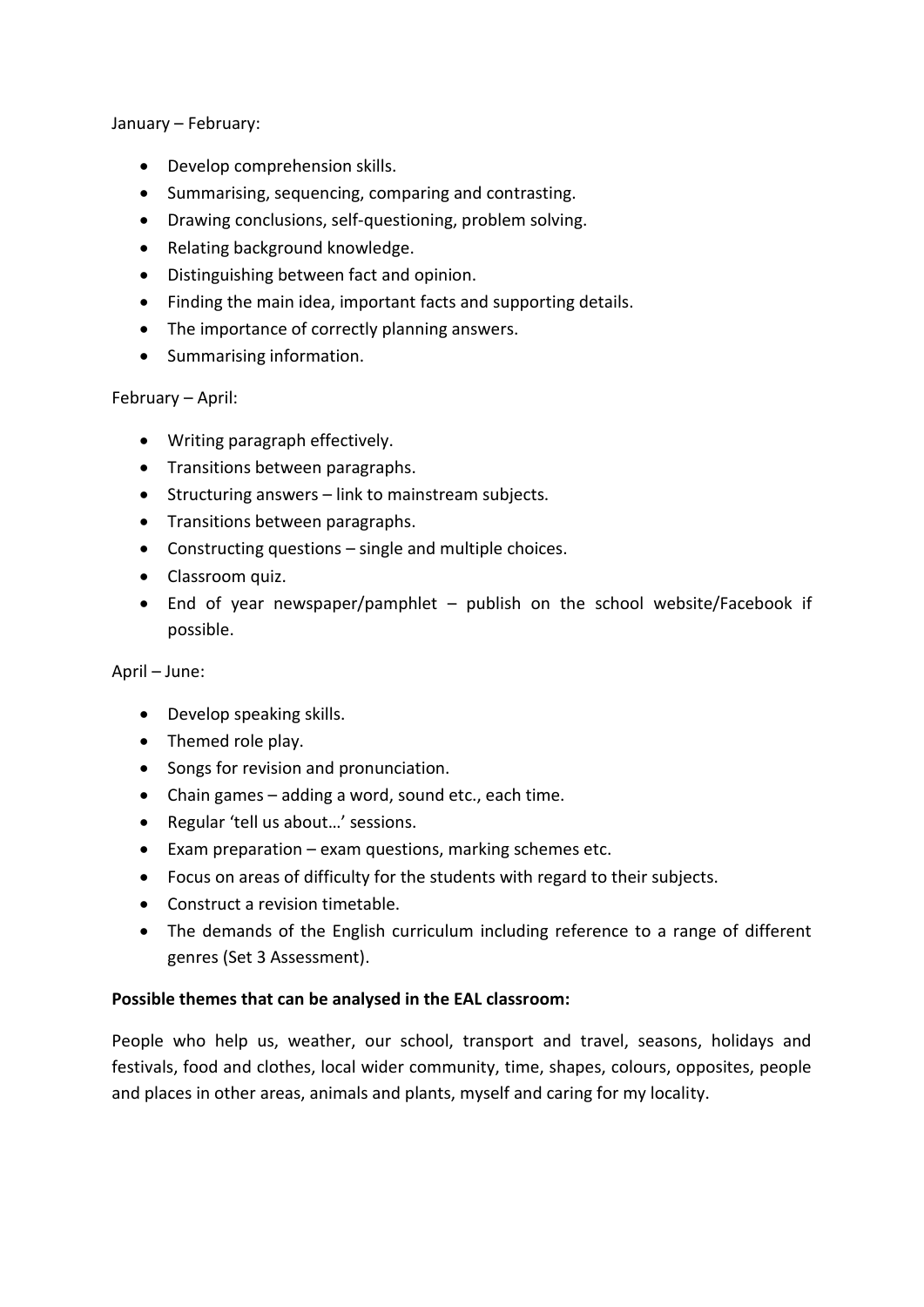January – February:

- Develop comprehension skills.
- Summarising, sequencing, comparing and contrasting.
- Drawing conclusions, self-questioning, problem solving.
- Relating background knowledge.
- Distinguishing between fact and opinion.
- Finding the main idea, important facts and supporting details.
- The importance of correctly planning answers.
- Summarising information.

February – April:

- Writing paragraph effectively.
- Transitions between paragraphs.
- Structuring answers – link to mainstream subjects.
- Transitions between paragraphs.
- Constructing questions – single and multiple choices.
- Classroom quiz.
- End of year newspaper/pamphlet – publish on the school website/Facebook if possible.

April – June:

- Develop speaking skills.
- Themed role play.
- Songs for revision and pronunciation.
- Chain games – adding a word, sound etc., each time.
- Regular 'tell us about…' sessions.
- Exam preparation – exam questions, marking schemes etc.
- Focus on areas of difficulty for the students with regard to their subjects.
- Construct a revision timetable.
- The demands of the English curriculum including reference to a range of different genres (Set 3 Assessment).

**Possible themes that can be analysed in the EAL classroom:**

People who help us, weather, our school, transport and travel, seasons, holidays and festivals, food and clothes, local wider community, time, shapes, colours, opposites, people and places in other areas, animals and plants, myself and caring for my locality.